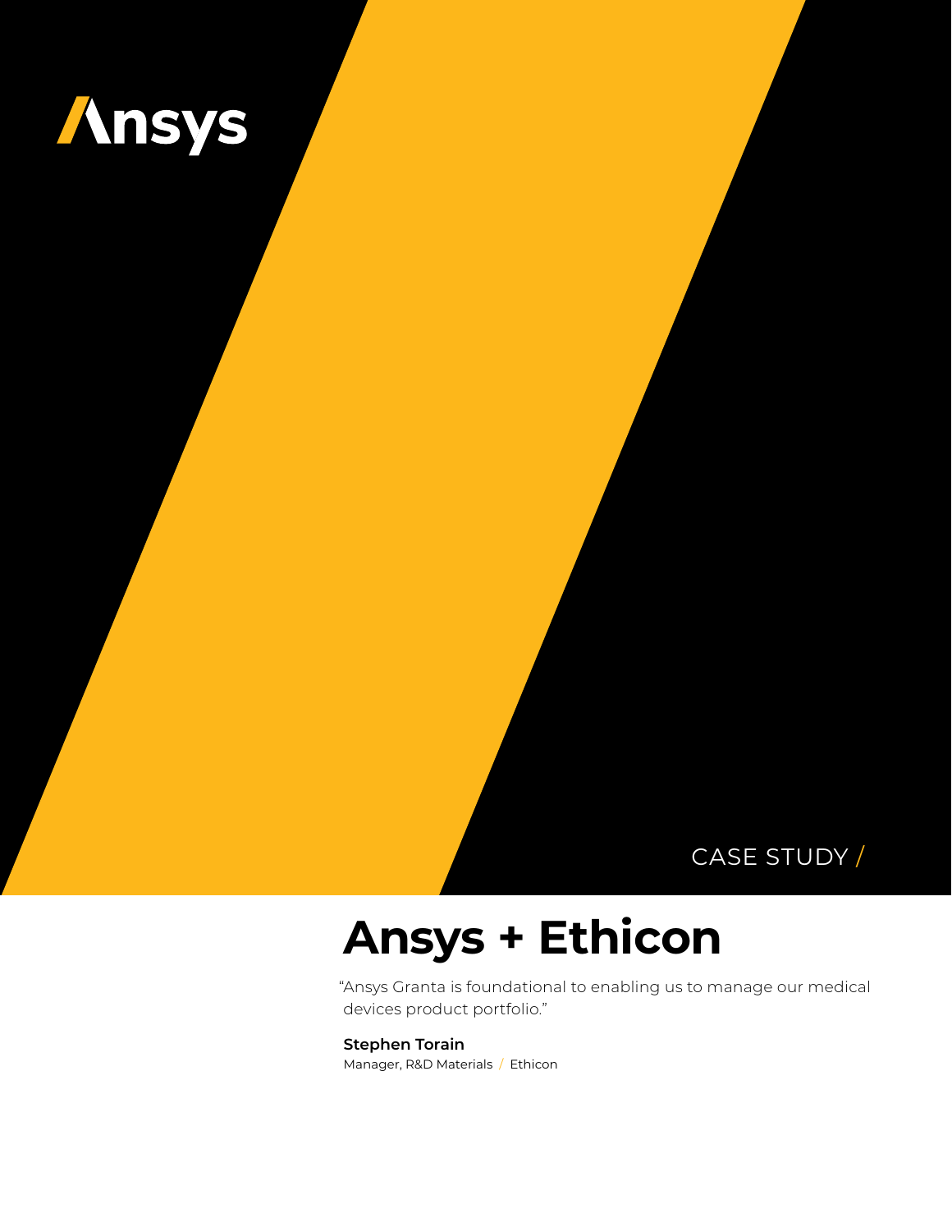Ansys

CASE STUDY /

# Ansys + Ethicon

"Ansys Granta is foundational to enabling us to manage our medical devices product portfolio."

**Stephen Torain**
Manager, R&D Materials / Ethicon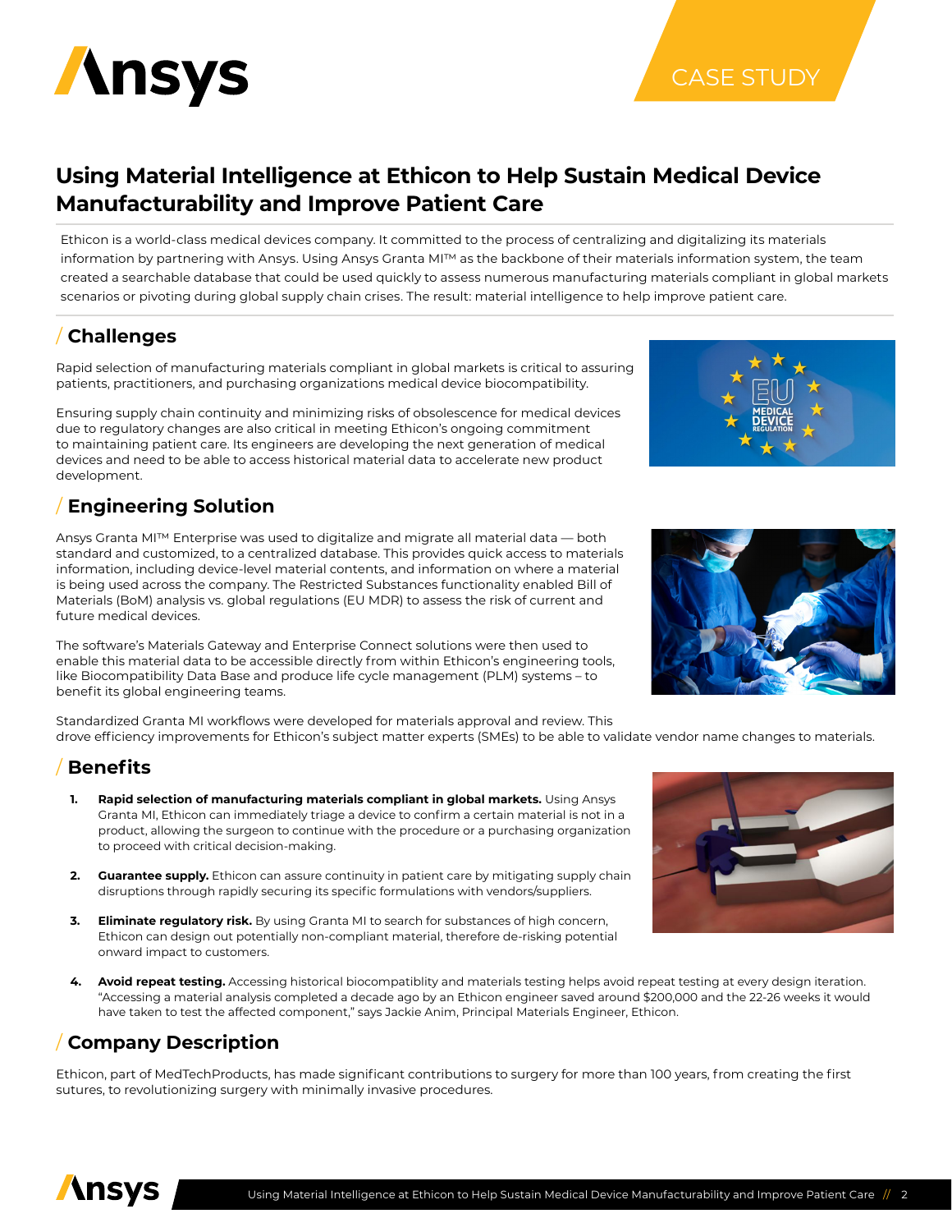CASE STUDY

# Using Material Intelligence at Ethicon to Help Sustain Medical Device Manufacturability and Improve Patient Care

Ethicon is a world-class medical devices company. It committed to the process of centralizing and digitalizing its materials information by partnering with Ansys. Using Ansys Granta MI™ as the backbone of their materials information system, the team created a searchable database that could be used quickly to assess numerous manufacturing materials compliant in global markets scenarios or pivoting during global supply chain crises. The result: material intelligence to help improve patient care.

## / Challenges

Rapid selection of manufacturing materials compliant in global markets is critical to assuring patients, practitioners, and purchasing organizations medical device biocompatibility.

Ensuring supply chain continuity and minimizing risks of obsolescence for medical devices due to regulatory changes are also critical in meeting Ethicon's ongoing commitment to maintaining patient care. Its engineers are developing the next generation of medical devices and need to be able to access historical material data to accelerate new product development.

## / Engineering Solution

Ansys Granta MI™ Enterprise was used to digitalize and migrate all material data — both standard and customized, to a centralized database. This provides quick access to materials information, including device-level material contents, and information on where a material is being used across the company. The Restricted Substances functionality enabled Bill of Materials (BoM) analysis vs. global regulations (EU MDR) to assess the risk of current and future medical devices.

The software's Materials Gateway and Enterprise Connect solutions were then used to enable this material data to be accessible directly from within Ethicon's engineering tools, like Biocompatibility Data Base and produce life cycle management (PLM) systems – to benefit its global engineering teams.

Standardized Granta MI workflows were developed for materials approval and review. This drove efficiency improvements for Ethicon's subject matter experts (SMEs) to be able to validate vendor name changes to materials.

## / Benefits

1. **Rapid selection of manufacturing materials compliant in global markets.** Using Ansys Granta MI, Ethicon can immediately triage a device to confirm a certain material is not in a product, allowing the surgeon to continue with the procedure or a purchasing organization to proceed with critical decision-making.

2. **Guarantee supply.** Ethicon can assure continuity in patient care by mitigating supply chain disruptions through rapidly securing its specific formulations with vendors/suppliers.

3. **Eliminate regulatory risk.** By using Granta MI to search for substances of high concern, Ethicon can design out potentially non-compliant material, therefore de-risking potential onward impact to customers.

4. **Avoid repeat testing.** Accessing historical biocompatiblity and materials testing helps avoid repeat testing at every design iteration. "Accessing a material analysis completed a decade ago by an Ethicon engineer saved around $200,000 and the 22-26 weeks it would have taken to test the affected component," says Jackie Anim, Principal Materials Engineer, Ethicon.

## / Company Description

Ethicon, part of MedTechProducts, has made significant contributions to surgery for more than 100 years, from creating the first sutures, to revolutionizing surgery with minimally invasive procedures.